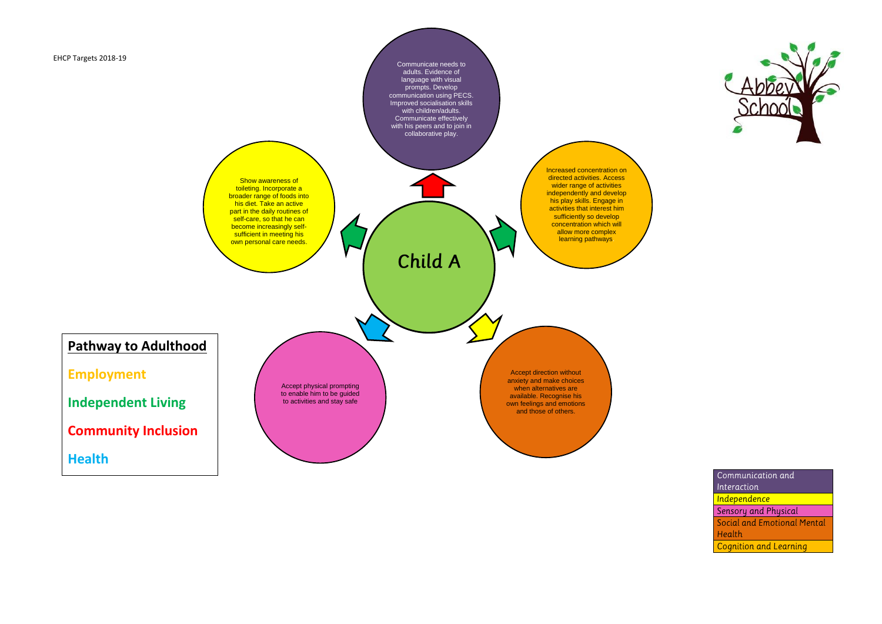EHCP Targets 2018-19

Communicate needs to adults. Evidence of language with visual prompts. Develop communication using PECS. Improved socialisation skills with children/adults. Communicate effectively with his peers and to join in collaborative play.

Show awareness of toileting. Incorporate a broader range of foods into his diet. Take an active part in the daily routines of self-care, so that he can become increasingly self-sufficient in meeting his own personal care needs.

Increased concentration on directed activities. Access wider range of activities independently and develop his play skills. Engage in activities that interest him sufficiently so develop concentration which will allow more complex learning pathways

Child A

Accept physical prompting to enable him to be guided to activities and stay safe

Accept direction without anxiety and make choices when alternatives are available. Recognise his own feelings and emotions and those of others.

**Pathway to Adulthood**

**Employment**

**Independent Living**

**Community Inclusion**

**Health**

| Communication and Interaction |
| --- |
| Independence |
| Sensory and Physical |
| Social and Emotional Mental Health |
| Cognition and Learning |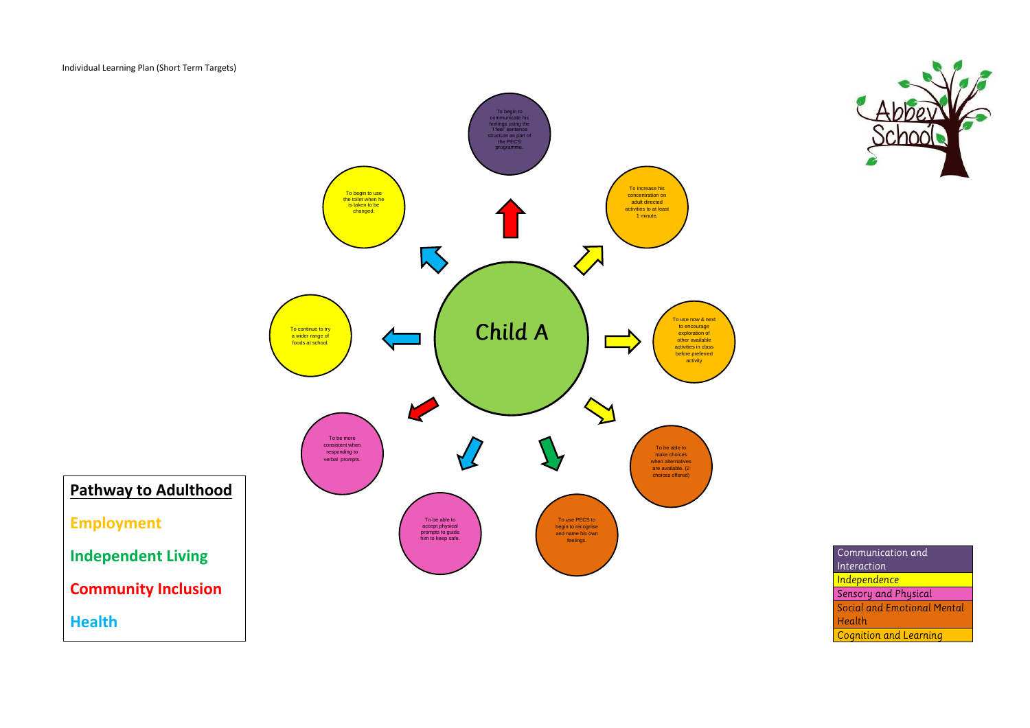Individual Learning Plan (Short Term Targets)

Abbey School

# Child A

- To begin to communicate his feelings using the 'I feel' sentence structure as part of the PECS programme.
- To increase his concentration on adult directed activities to at least 1 minute.
- To use now & next to encourage exploration of other available activities in class before preferred activity
- To be able to make choices when alternatives are available. (2 choices offered)
- To use PECS to begin to recognise and name his own feelings.
- To be able to accept physical prompts to guide him to keep safe.
- To be more consistent when responding to verbal prompts.
- To continue to try a wider range of foods at school.
- To begin to use the toilet when he is taken to be changed.

## Pathway to Adulthood

- Employment
- Independent Living
- Community Inclusion
- Health

| |
|---|
| Communication and Interaction |
| Independence |
| Sensory and Physical |
| Social and Emotional Mental Health |
| Cognition and Learning |